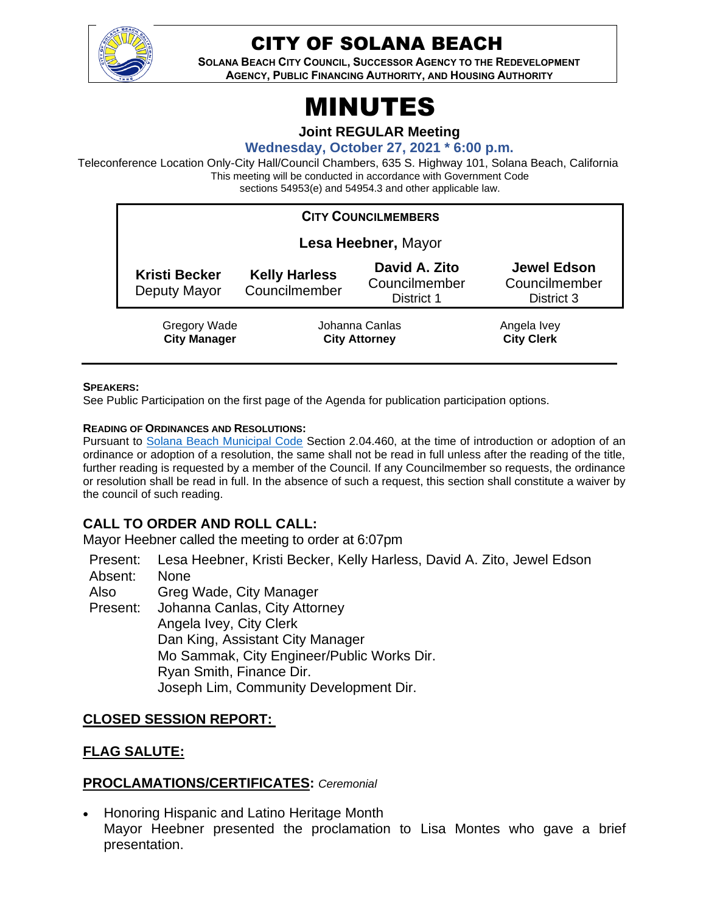# CITY OF SOLANA BEACH

**SOLANA BEACH CITY COUNCIL, SUCCESSOR AGENCY TO THE REDEVELOPMENT AGENCY, PUBLIC FINANCING AUTHORITY, AND HOUSING AUTHORITY**

# MINUTES

**Joint REGULAR Meeting**

**Wednesday, October 27, 2021 * 6:00 p.m.**

Teleconference Location Only-City Hall/Council Chambers, 635 S. Highway 101, Solana Beach, California
This meeting will be conducted in accordance with Government Code sections 54953(e) and 54954.3 and other applicable law.

| **CITY COUNCILMEMBERS** | | | |
|---|---|---|---|
| **Lesa Heebner,** Mayor | | | |
| **Kristi Becker** Deputy Mayor | **Kelly Harless** Councilmember | **David A. Zito** Councilmember District 1 | **Jewel Edson** Councilmember District 3 |

| Gregory Wade **City Manager** | Johanna Canlas **City Attorney** | Angela Ivey **City Clerk** |
|---|---|---|

**SPEAKERS:**
See Public Participation on the first page of the Agenda for publication participation options.

**READING OF ORDINANCES AND RESOLUTIONS:**
Pursuant to Solana Beach Municipal Code Section 2.04.460, at the time of introduction or adoption of an ordinance or adoption of a resolution, the same shall not be read in full unless after the reading of the title, further reading is requested by a member of the Council. If any Councilmember so requests, the ordinance or resolution shall be read in full. In the absence of such a request, this section shall constitute a waiver by the council of such reading.

## CALL TO ORDER AND ROLL CALL:

Mayor Heebner called the meeting to order at 6:07pm

Present: Lesa Heebner, Kristi Becker, Kelly Harless, David A. Zito, Jewel Edson
Absent: None
Also Present: Greg Wade, City Manager
Johanna Canlas, City Attorney
Angela Ivey, City Clerk
Dan King, Assistant City Manager
Mo Sammak, City Engineer/Public Works Dir.
Ryan Smith, Finance Dir.
Joseph Lim, Community Development Dir.

## CLOSED SESSION REPORT:

## FLAG SALUTE:

## PROCLAMATIONS/CERTIFICATES: *Ceremonial*

- Honoring Hispanic and Latino Heritage Month
  Mayor Heebner presented the proclamation to Lisa Montes who gave a brief presentation.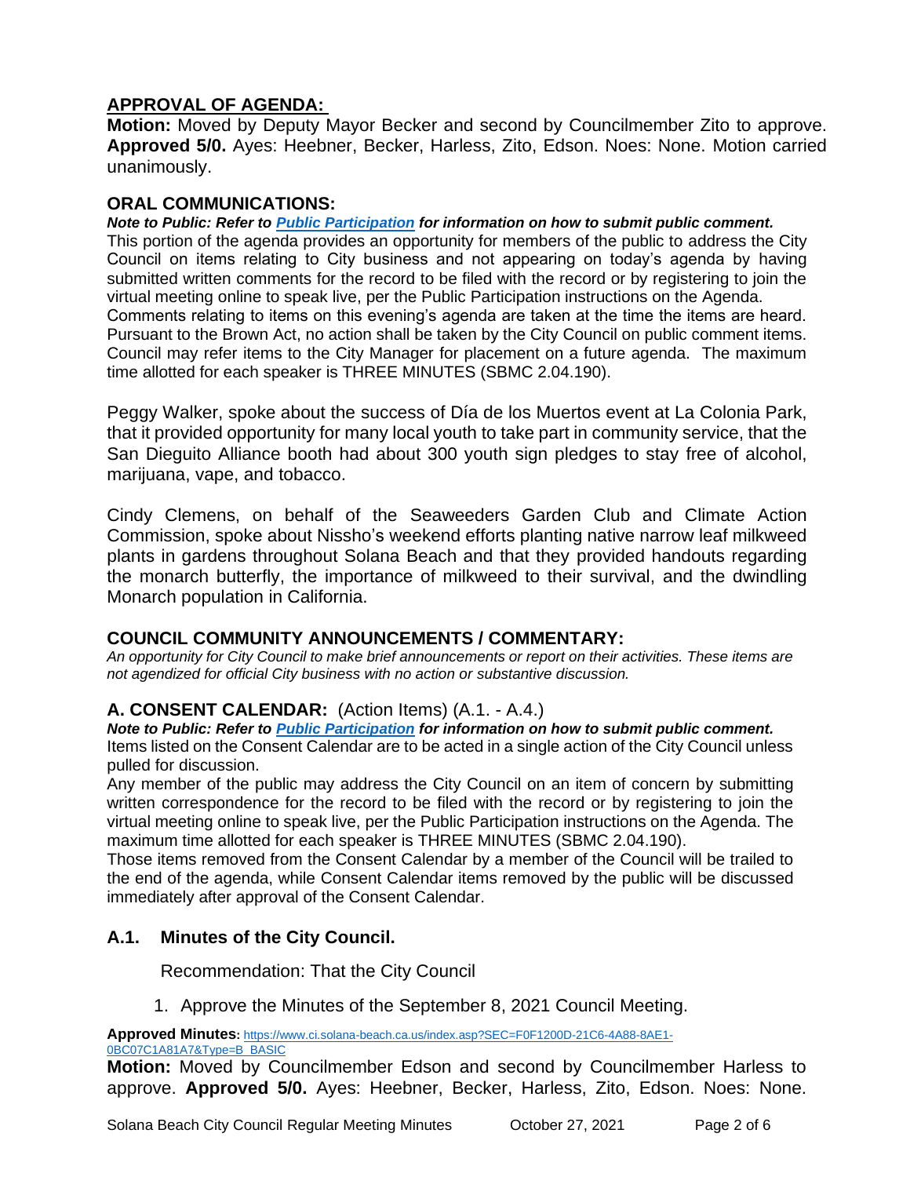## APPROVAL OF AGENDA:

**Motion:** Moved by Deputy Mayor Becker and second by Councilmember Zito to approve. **Approved 5/0.** Ayes: Heebner, Becker, Harless, Zito, Edson. Noes: None. Motion carried unanimously.

## ORAL COMMUNICATIONS:

***Note to Public: Refer to [Public Participation](#) for information on how to submit public comment.***
This portion of the agenda provides an opportunity for members of the public to address the City Council on items relating to City business and not appearing on today's agenda by having submitted written comments for the record to be filed with the record or by registering to join the virtual meeting online to speak live, per the Public Participation instructions on the Agenda.
Comments relating to items on this evening's agenda are taken at the time the items are heard. Pursuant to the Brown Act, no action shall be taken by the City Council on public comment items. Council may refer items to the City Manager for placement on a future agenda. The maximum time allotted for each speaker is THREE MINUTES (SBMC 2.04.190).

Peggy Walker, spoke about the success of Día de los Muertos event at La Colonia Park, that it provided opportunity for many local youth to take part in community service, that the San Dieguito Alliance booth had about 300 youth sign pledges to stay free of alcohol, marijuana, vape, and tobacco.

Cindy Clemens, on behalf of the Seaweeders Garden Club and Climate Action Commission, spoke about Nissho's weekend efforts planting native narrow leaf milkweed plants in gardens throughout Solana Beach and that they provided handouts regarding the monarch butterfly, the importance of milkweed to their survival, and the dwindling Monarch population in California.

## COUNCIL COMMUNITY ANNOUNCEMENTS / COMMENTARY:

*An opportunity for City Council to make brief announcements or report on their activities. These items are not agendized for official City business with no action or substantive discussion.*

## A. CONSENT CALENDAR: (Action Items) (A.1. - A.4.)

***Note to Public: Refer to [Public Participation](#) for information on how to submit public comment.***
Items listed on the Consent Calendar are to be acted in a single action of the City Council unless pulled for discussion.
Any member of the public may address the City Council on an item of concern by submitting written correspondence for the record to be filed with the record or by registering to join the virtual meeting online to speak live, per the Public Participation instructions on the Agenda. The maximum time allotted for each speaker is THREE MINUTES (SBMC 2.04.190).
Those items removed from the Consent Calendar by a member of the Council will be trailed to the end of the agenda, while Consent Calendar items removed by the public will be discussed immediately after approval of the Consent Calendar.

### A.1. Minutes of the City Council.

Recommendation: That the City Council

1. Approve the Minutes of the September 8, 2021 Council Meeting.

**Approved Minutes:** https://www.ci.solana-beach.ca.us/index.asp?SEC=F0F1200D-21C6-4A88-8AE1-0BC07C1A81A7&Type=B_BASIC

**Motion:** Moved by Councilmember Edson and second by Councilmember Harless to approve. **Approved 5/0.** Ayes: Heebner, Becker, Harless, Zito, Edson. Noes: None.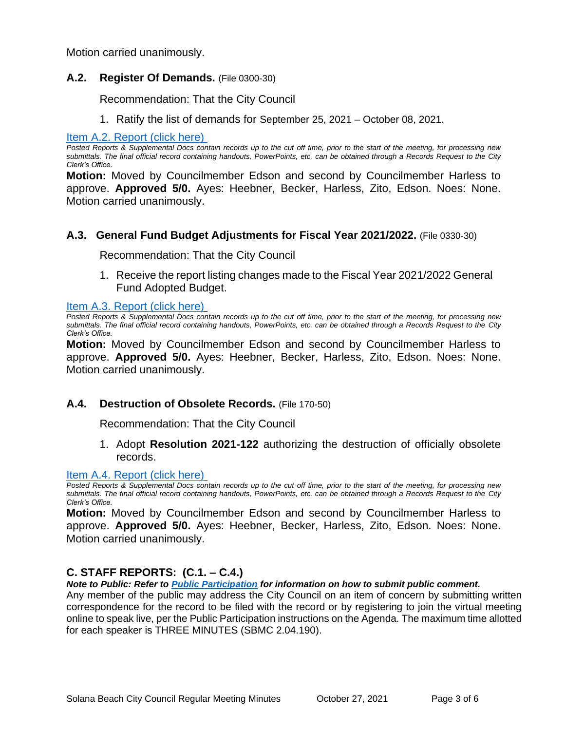Motion carried unanimously.

### A.2. Register Of Demands. (File 0300-30)

Recommendation: That the City Council

1. Ratify the list of demands for September 25, 2021 – October 08, 2021.

[Item A.2. Report (click here)](#)

*Posted Reports & Supplemental Docs contain records up to the cut off time, prior to the start of the meeting, for processing new submittals. The final official record containing handouts, PowerPoints, etc. can be obtained through a Records Request to the City Clerk's Office.*

**Motion:** Moved by Councilmember Edson and second by Councilmember Harless to approve. **Approved 5/0.** Ayes: Heebner, Becker, Harless, Zito, Edson. Noes: None. Motion carried unanimously.

### A.3. General Fund Budget Adjustments for Fiscal Year 2021/2022. (File 0330-30)

Recommendation: That the City Council

1. Receive the report listing changes made to the Fiscal Year 2021/2022 General Fund Adopted Budget.

[Item A.3. Report (click here)](#)

*Posted Reports & Supplemental Docs contain records up to the cut off time, prior to the start of the meeting, for processing new submittals. The final official record containing handouts, PowerPoints, etc. can be obtained through a Records Request to the City Clerk's Office.*

**Motion:** Moved by Councilmember Edson and second by Councilmember Harless to approve. **Approved 5/0.** Ayes: Heebner, Becker, Harless, Zito, Edson. Noes: None. Motion carried unanimously.

### A.4. Destruction of Obsolete Records. (File 170-50)

Recommendation: That the City Council

1. Adopt **Resolution 2021-122** authorizing the destruction of officially obsolete records.

[Item A.4. Report (click here)](#)

*Posted Reports & Supplemental Docs contain records up to the cut off time, prior to the start of the meeting, for processing new submittals. The final official record containing handouts, PowerPoints, etc. can be obtained through a Records Request to the City Clerk's Office.*

**Motion:** Moved by Councilmember Edson and second by Councilmember Harless to approve. **Approved 5/0.** Ayes: Heebner, Becker, Harless, Zito, Edson. Noes: None. Motion carried unanimously.

## C. STAFF REPORTS: (C.1. – C.4.)

***Note to Public: Refer to [Public Participation](#) for information on how to submit public comment.***

Any member of the public may address the City Council on an item of concern by submitting written correspondence for the record to be filed with the record or by registering to join the virtual meeting online to speak live, per the Public Participation instructions on the Agenda. The maximum time allotted for each speaker is THREE MINUTES (SBMC 2.04.190).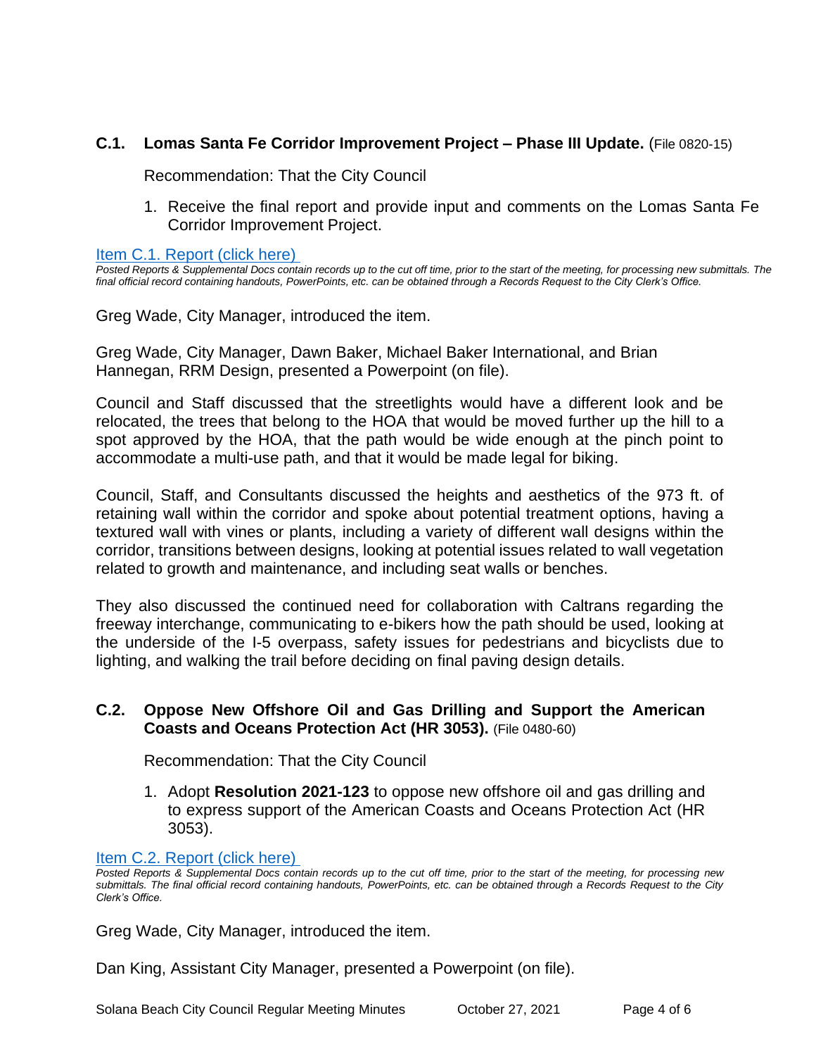### C.1. Lomas Santa Fe Corridor Improvement Project – Phase III Update. (File 0820-15)

Recommendation: That the City Council

1. Receive the final report and provide input and comments on the Lomas Santa Fe Corridor Improvement Project.

Item C.1. Report (click here)

*Posted Reports & Supplemental Docs contain records up to the cut off time, prior to the start of the meeting, for processing new submittals. The final official record containing handouts, PowerPoints, etc. can be obtained through a Records Request to the City Clerk's Office.*

Greg Wade, City Manager, introduced the item.

Greg Wade, City Manager, Dawn Baker, Michael Baker International, and Brian Hannegan, RRM Design, presented a Powerpoint (on file).

Council and Staff discussed that the streetlights would have a different look and be relocated, the trees that belong to the HOA that would be moved further up the hill to a spot approved by the HOA, that the path would be wide enough at the pinch point to accommodate a multi-use path, and that it would be made legal for biking.

Council, Staff, and Consultants discussed the heights and aesthetics of the 973 ft. of retaining wall within the corridor and spoke about potential treatment options, having a textured wall with vines or plants, including a variety of different wall designs within the corridor, transitions between designs, looking at potential issues related to wall vegetation related to growth and maintenance, and including seat walls or benches.

They also discussed the continued need for collaboration with Caltrans regarding the freeway interchange, communicating to e-bikers how the path should be used, looking at the underside of the I-5 overpass, safety issues for pedestrians and bicyclists due to lighting, and walking the trail before deciding on final paving design details.

### C.2. Oppose New Offshore Oil and Gas Drilling and Support the American Coasts and Oceans Protection Act (HR 3053). (File 0480-60)

Recommendation: That the City Council

1. Adopt **Resolution 2021-123** to oppose new offshore oil and gas drilling and to express support of the American Coasts and Oceans Protection Act (HR 3053).

Item C.2. Report (click here)

*Posted Reports & Supplemental Docs contain records up to the cut off time, prior to the start of the meeting, for processing new submittals. The final official record containing handouts, PowerPoints, etc. can be obtained through a Records Request to the City Clerk's Office.*

Greg Wade, City Manager, introduced the item.

Dan King, Assistant City Manager, presented a Powerpoint (on file).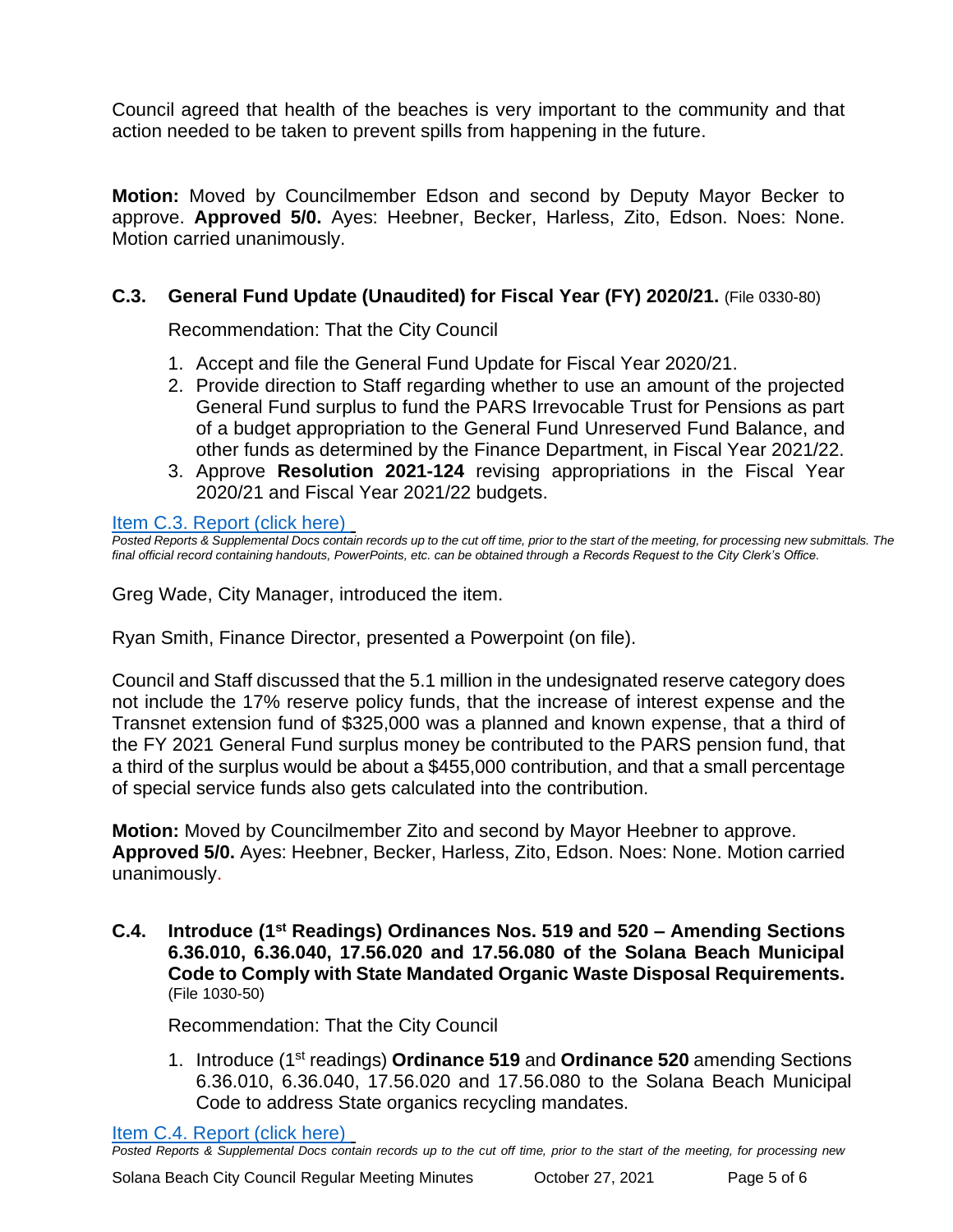Council agreed that health of the beaches is very important to the community and that action needed to be taken to prevent spills from happening in the future.

**Motion:** Moved by Councilmember Edson and second by Deputy Mayor Becker to approve. **Approved 5/0.** Ayes: Heebner, Becker, Harless, Zito, Edson. Noes: None. Motion carried unanimously.

### C.3. General Fund Update (Unaudited) for Fiscal Year (FY) 2020/21. (File 0330-80)

Recommendation: That the City Council

1. Accept and file the General Fund Update for Fiscal Year 2020/21.
2. Provide direction to Staff regarding whether to use an amount of the projected General Fund surplus to fund the PARS Irrevocable Trust for Pensions as part of a budget appropriation to the General Fund Unreserved Fund Balance, and other funds as determined by the Finance Department, in Fiscal Year 2021/22.
3. Approve **Resolution 2021-124** revising appropriations in the Fiscal Year 2020/21 and Fiscal Year 2021/22 budgets.

Item C.3. Report (click here)

*Posted Reports & Supplemental Docs contain records up to the cut off time, prior to the start of the meeting, for processing new submittals. The final official record containing handouts, PowerPoints, etc. can be obtained through a Records Request to the City Clerk's Office.*

Greg Wade, City Manager, introduced the item.

Ryan Smith, Finance Director, presented a Powerpoint (on file).

Council and Staff discussed that the 5.1 million in the undesignated reserve category does not include the 17% reserve policy funds, that the increase of interest expense and the Transnet extension fund of $325,000 was a planned and known expense, that a third of the FY 2021 General Fund surplus money be contributed to the PARS pension fund, that a third of the surplus would be about a $455,000 contribution, and that a small percentage of special service funds also gets calculated into the contribution.

**Motion:** Moved by Councilmember Zito and second by Mayor Heebner to approve. **Approved 5/0.** Ayes: Heebner, Becker, Harless, Zito, Edson. Noes: None. Motion carried unanimously.

### C.4. Introduce (1st Readings) Ordinances Nos. 519 and 520 – Amending Sections 6.36.010, 6.36.040, 17.56.020 and 17.56.080 of the Solana Beach Municipal Code to Comply with State Mandated Organic Waste Disposal Requirements. (File 1030-50)

Recommendation: That the City Council

1. Introduce (1st readings) **Ordinance 519** and **Ordinance 520** amending Sections 6.36.010, 6.36.040, 17.56.020 and 17.56.080 to the Solana Beach Municipal Code to address State organics recycling mandates.

Item C.4. Report (click here)

*Posted Reports & Supplemental Docs contain records up to the cut off time, prior to the start of the meeting, for processing new*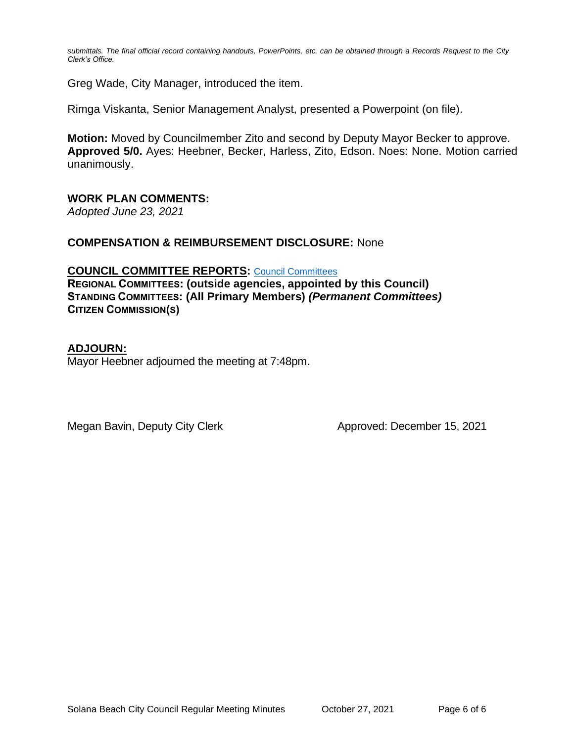*submittals. The final official record containing handouts, PowerPoints, etc. can be obtained through a Records Request to the City Clerk's Office.*

Greg Wade, City Manager, introduced the item.

Rimga Viskanta, Senior Management Analyst, presented a Powerpoint (on file).

**Motion:** Moved by Councilmember Zito and second by Deputy Mayor Becker to approve. **Approved 5/0.** Ayes: Heebner, Becker, Harless, Zito, Edson. Noes: None. Motion carried unanimously.

**WORK PLAN COMMENTS:**
*Adopted June 23, 2021*

**COMPENSATION & REIMBURSEMENT DISCLOSURE:** None

**COUNCIL COMMITTEE REPORTS:** Council Committees
**REGIONAL COMMITTEES: (outside agencies, appointed by this Council)**
**STANDING COMMITTEES: (All Primary Members)** ***(Permanent Committees)***
**CITIZEN COMMISSION(S)**

**ADJOURN:**
Mayor Heebner adjourned the meeting at 7:48pm.

Megan Bavin, Deputy City Clerk

Approved: December 15, 2021